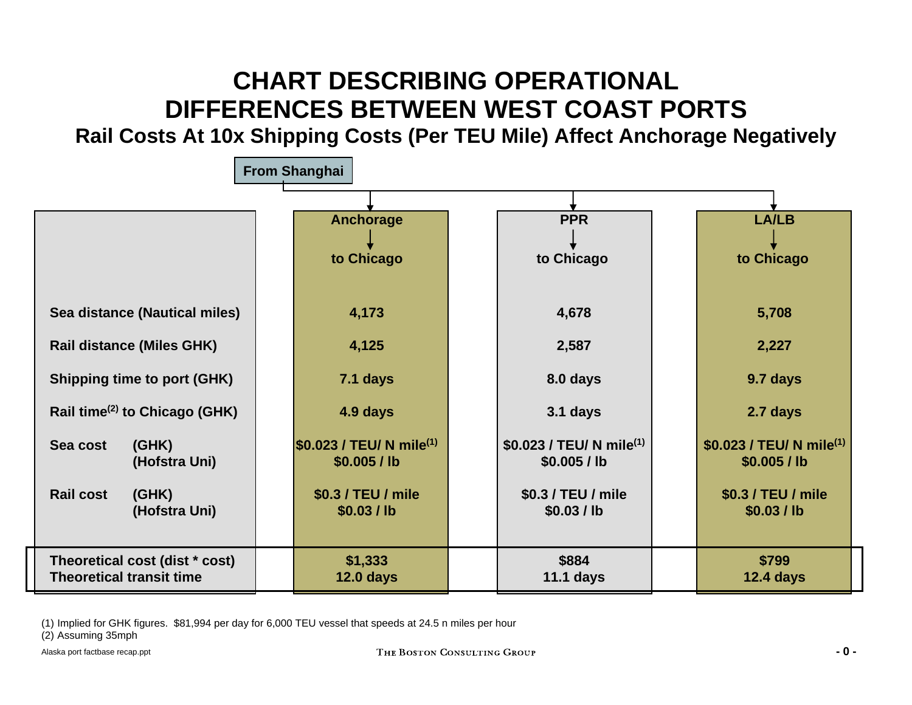# CHART DESCRIBING OPERATIONAL DIFFERENCES BETWEEN WEST COAST PORTS

## Rail Costs At 10x Shipping Costs (Per TEU Mile) Affect Anchorage Negatively

**From Shanghai**

| | Anchorage → to Chicago | PPR → to Chicago | LA/LB → to Chicago |
|---|---|---|---|
| **Sea distance (Nautical miles)** | **4,173** | **4,678** | **5,708** |
| **Rail distance (Miles GHK)** | **4,125** | **2,587** | **2,227** |
| **Shipping time to port (GHK)** | **7.1 days** | **8.0 days** | **9.7 days** |
| **Rail time[2] to Chicago (GHK)** | **4.9 days** | **3.1 days** | **2.7 days** |
| **Sea cost (GHK)** | **$0.023 / TEU/ N mile[1]** | **$0.023 / TEU/ N mile[1]** | **$0.023 / TEU/ N mile[1]** |
| **Sea cost (Hofstra Uni)** | **$0.005 / lb** | **$0.005 / lb** | **$0.005 / lb** |
| **Rail cost (GHK)** | **$0.3 / TEU / mile** | **$0.3 / TEU / mile** | **$0.3 / TEU / mile** |
| **Rail cost (Hofstra Uni)** | **$0.03 / lb** | **$0.03 / lb** | **$0.03 / lb** |
| **Theoretical cost (dist * cost)** | **$1,333** | **$884** | **$799** |
| **Theoretical transit time** | **12.0 days** | **11.1 days** | **12.4 days** |

(1) Implied for GHK figures. $81,994 per day for 6,000 TEU vessel that speeds at 24.5 n miles per hour

(2) Assuming 35mph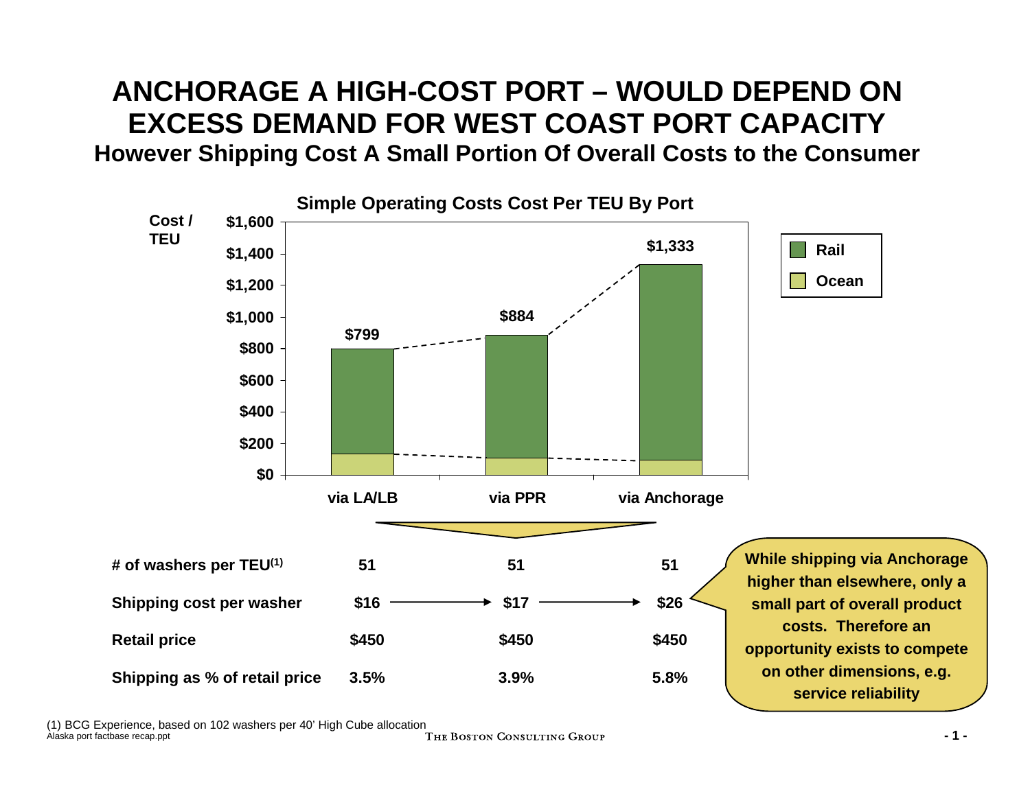# ANCHORAGE A HIGH-COST PORT – WOULD DEPEND ON EXCESS DEMAND FOR WEST COAST PORT CAPACITY

## However Shipping Cost A Small Portion Of Overall Costs to the Consumer

**Simple Operating Costs Cost Per TEU By Port**

| Cost / TEU | via LA/LB | via PPR | via Anchorage |
|---|---|---|---|
| Total (Rail + Ocean) | $799 | $884 | $1,333 |

| | via LA/LB | via PPR | via Anchorage |
|---|---|---|---|
| # of washers per TEU[(1)] | 51 | 51 | 51 |
| Shipping cost per washer | $16 | $17 | $26 |
| Retail price | $450 | $450 | $450 |
| Shipping as % of retail price | 3.5% | 3.9% | 5.8% |

**While shipping via Anchorage higher than elsewhere, only a small part of overall product costs. Therefore an opportunity exists to compete on other dimensions, e.g. service reliability**

(1) BCG Experience, based on 102 washers per 40' High Cube allocation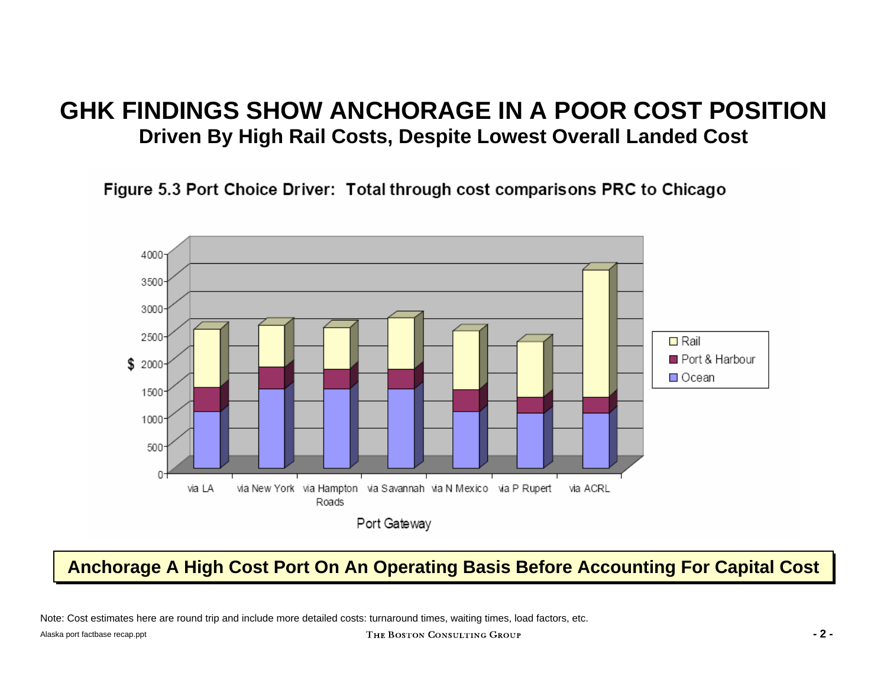# GHK FINDINGS SHOW ANCHORAGE IN A POOR COST POSITION

## Driven By High Rail Costs, Despite Lowest Overall Landed Cost

Figure 5.3 Port Choice Driver: Total through cost comparisons PRC to Chicago

**Anchorage A High Cost Port On An Operating Basis Before Accounting For Capital Cost**

Note: Cost estimates here are round trip and include more detailed costs: turnaround times, waiting times, load factors, etc.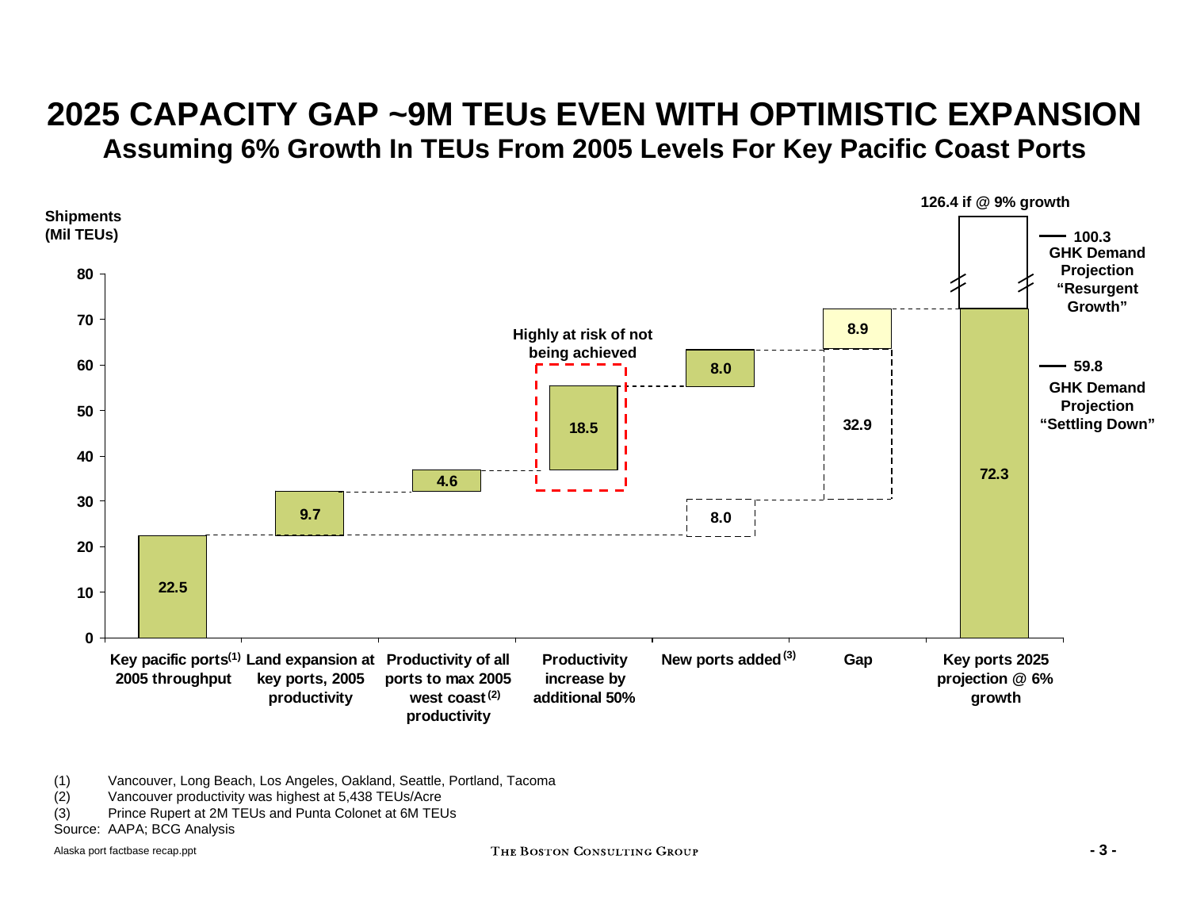# 2025 CAPACITY GAP ~9M TEUs EVEN WITH OPTIMISTIC EXPANSION

## Assuming 6% Growth In TEUs From 2005 Levels For Key Pacific Coast Ports

Shipments (Mil TEUs)

| Category | Value (Mil TEUs) |
|---|---|
| Key pacific ports[1] 2005 throughput | 22.5 |
| Land expansion at key ports, 2005 productivity | 9.7 |
| Productivity of all ports to max 2005 west coast[2] productivity | 4.6 |
| Productivity increase by additional 50% | 18.5 |
| New ports added[3] | 8.0 |
| Gap | 8.9 |
| Key ports 2025 projection @ 6% growth | 72.3 |

Annotations on chart:

- Productivity increase by additional 50% (18.5): "Highly at risk of not being achieved"
- New ports added: 8.0 (also shown as dashed 8.0 above 2005 throughput baseline)
- Gap: 8.9 (also dashed 32.9)
- 126.4 if @ 9% growth
- 100.3 GHK Demand Projection "Resurgent Growth"
- 59.8 GHK Demand Projection "Settling Down"

(1) Vancouver, Long Beach, Los Angeles, Oakland, Seattle, Portland, Tacoma
(2) Vancouver productivity was highest at 5,438 TEUs/Acre
(3) Prince Rupert at 2M TEUs and Punta Colonet at 6M TEUs

Source: AAPA; BCG Analysis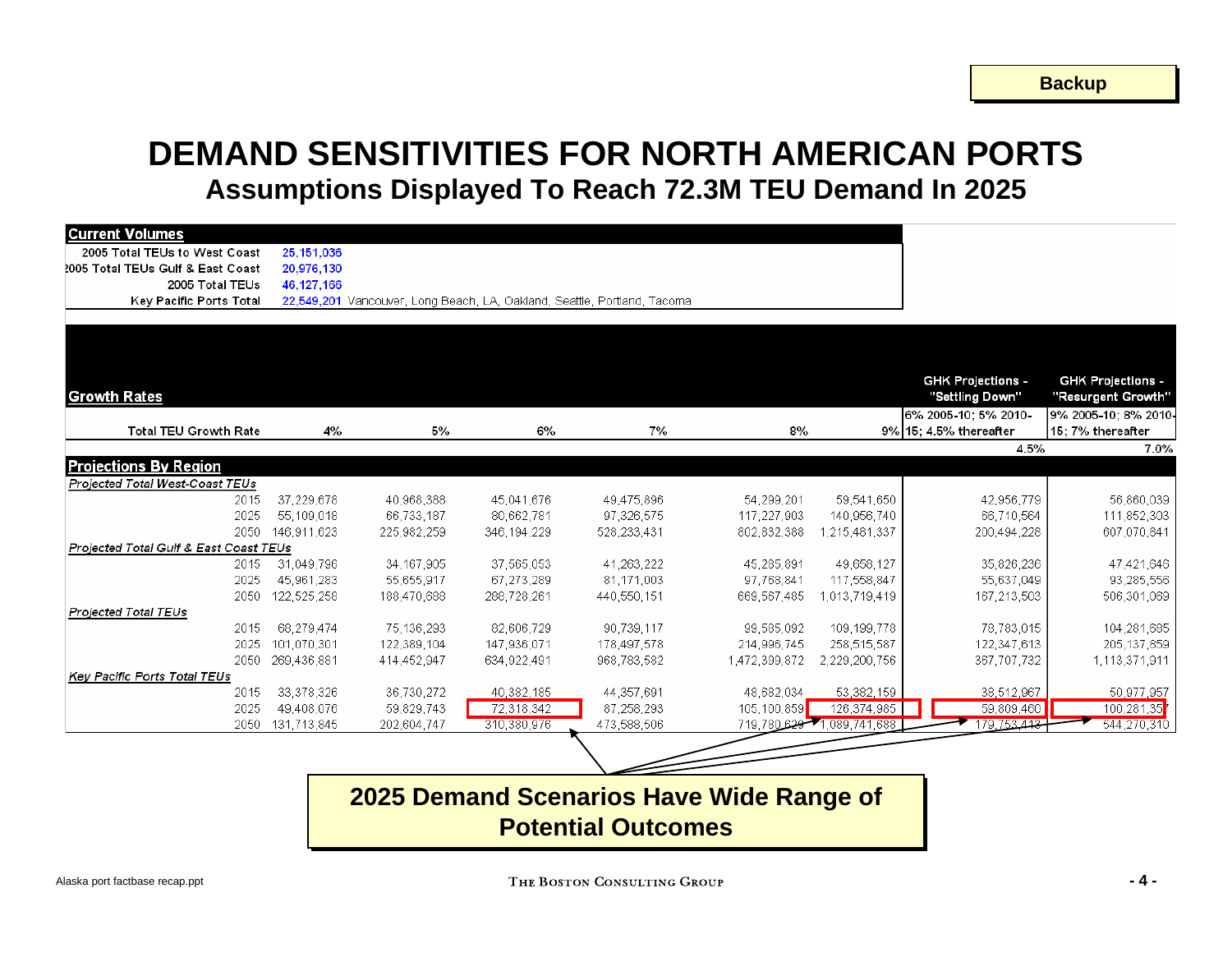Backup

# DEMAND SENSITIVITIES FOR NORTH AMERICAN PORTS

## Assumptions Displayed To Reach 72.3M TEU Demand In 2025

| **Current Volumes** | |
|---|---|
| 2005 Total TEUs to West Coast | 25,151,036 |
| 2005 Total TEUs Gulf & East Coast | 20,976,130 |
| 2005 Total TEUs | 46,127,166 |
| Key Pacific Ports Total | 22,549,201 Vancouver, Long Beach, LA, Oakland, Seattle, Portland, Tacoma |

| **Growth Rates** | | | | | | | GHK Projections - "Settling Down" | GHK Projections - "Resurgent Growth" |
|---|---|---|---|---|---|---|---|---|
| Total TEU Growth Rate | 4% | 5% | 6% | 7% | 8% | 9% | 6% 2005-10; 5% 2010-15; 4.5% thereafter | 9% 2005-10; 8% 2010-15; 7% thereafter |
| | | | | | | | 4.5% | 7.0% |
| **Projections By Region** | | | | | | | | |
| *Projected Total West-Coast TEUs* | | | | | | | | |
| 2015 | 37,229,678 | 40,968,388 | 45,041,676 | 49,475,896 | 54,299,201 | 59,541,650 | 42,956,779 | 56,860,039 |
| 2025 | 55,109,018 | 66,733,187 | 80,662,781 | 97,326,575 | 117,227,903 | 140,956,740 | 66,710,564 | 111,852,303 |
| 2050 | 146,911,623 | 225,982,259 | 346,194,229 | 528,233,431 | 802,832,388 | 1,215,481,337 | 200,494,226 | 607,070,841 |
| *Projected Total Gulf & East Coast TEUs* | | | | | | | | |
| 2015 | 31,049,796 | 34,167,905 | 37,565,053 | 41,263,222 | 45,285,891 | 49,658,127 | 35,826,236 | 47,421,646 |
| 2025 | 45,961,283 | 55,655,917 | 67,273,289 | 81,171,003 | 97,768,841 | 117,558,847 | 55,637,049 | 93,285,556 |
| 2050 | 122,525,258 | 188,470,688 | 288,728,261 | 440,550,151 | 669,567,485 | 1,013,719,419 | 167,213,503 | 506,301,069 |
| *Projected Total TEUs* | | | | | | | | |
| 2015 | 68,279,474 | 75,136,293 | 82,606,729 | 90,739,117 | 99,585,092 | 109,199,778 | 78,783,015 | 104,281,685 |
| 2025 | 101,070,301 | 122,389,104 | 147,936,071 | 178,497,578 | 214,996,745 | 258,515,587 | 122,347,613 | 205,137,859 |
| 2050 | 269,436,881 | 414,452,947 | 634,922,491 | 968,783,582 | 1,472,399,872 | 2,229,200,756 | 367,707,732 | 1,113,371,911 |
| *Key Pacific Ports Total TEUs* | | | | | | | | |
| 2015 | 33,378,326 | 36,730,272 | 40,382,185 | 44,357,691 | 48,682,034 | 53,382,159 | 38,512,967 | 50,977,957 |
| 2025 | 49,408,076 | 59,829,743 | 72,318,342 | 87,258,293 | 105,100,859 | 126,374,985 | 59,809,460 | 100,281,357 |
| 2050 | 131,713,845 | 202,604,747 | 310,380,976 | 473,588,506 | 719,780,629 | 1,089,741,688 | 179,753,413 | 544,270,310 |

**2025 Demand Scenarios Have Wide Range of Potential Outcomes**